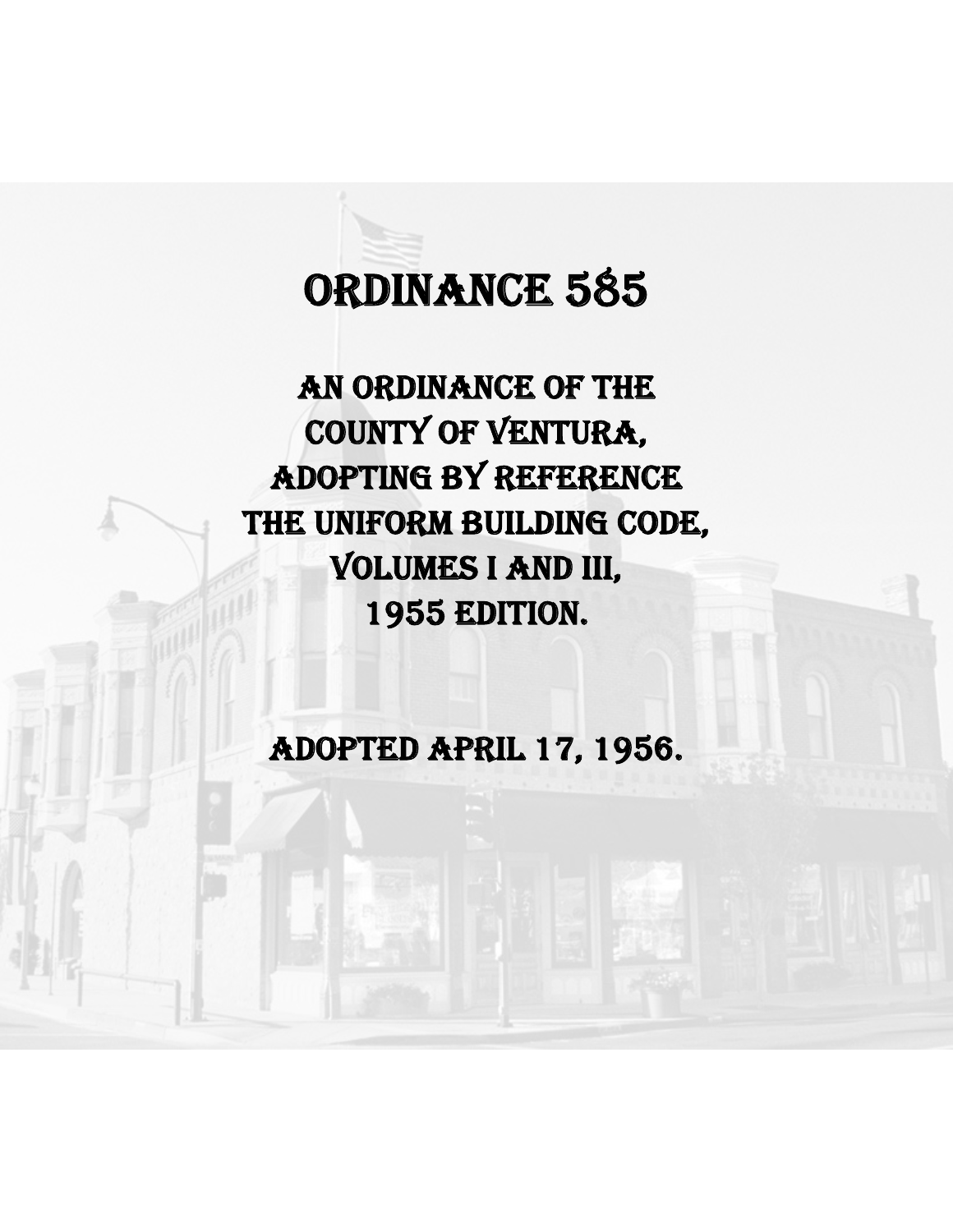# ORDINANCE 585

## AN ORDINANCE OF THE COUNTY OF VENTURA, ADOPTING BY REFERENCE THE UNIFORM BUILDING CODE, VOLUMES I AND III, 1955 EDITION.

ADOPTED APRIL 17, 1956.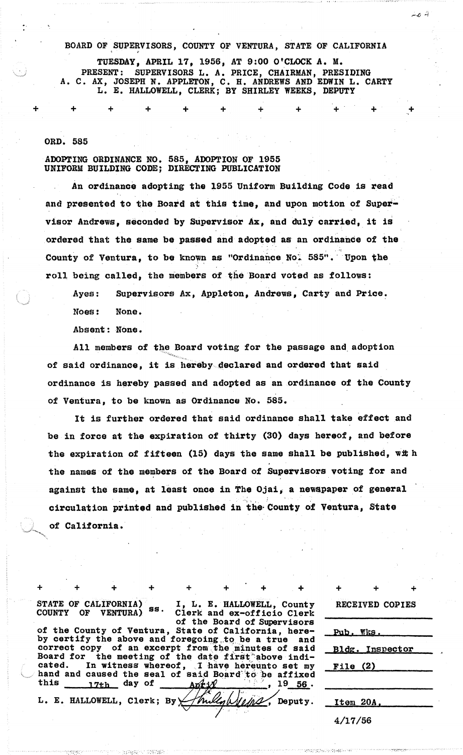BOARD OF SUPERVISORS, COUNTY OF VENTURA, STATE OF CALIFORNIA

TUESDAY, APRIL 17, 1956, AT 9:00 O'CLOCK A. M.
PRESENT: SUPERVISORS L. A. PRICE, CHAIRMAN, PRESIDING
A. C. AX, JOSEPH N. APPLETON, C. H. ANDREWS AND EDWIN L. CARTY
L. E. HALLOWELL, CLERK; BY SHIRLEY WEEKS, DEPUTY

+ + + + + + + + + + +

ORD. 585

ADOPTING ORDINANCE NO. 585, ADOPTION OF 1955 UNIFORM BUILDING CODE; DIRECTING PUBLICATION

An ordinance adopting the 1955 Uniform Building Code is read and presented to the Board at this time, and upon motion of Supervisor Andrews, seconded by Supervisor Ax, and duly carried, it is ordered that the same be passed and adopted as an ordinance of the County of Ventura, to be known as "Ordinance No. 585". Upon the roll being called, the members of the Board voted as follows:

Ayes: Supervisors Ax, Appleton, Andrews, Carty and Price.
Noes: None.
Absent: None.

All members of the Board voting for the passage and adoption of said ordinance, it is hereby declared and ordered that said ordinance is hereby passed and adopted as an ordinance of the County of Ventura, to be known as Ordinance No. 585.

It is further ordered that said ordinance shall take effect and be in force at the expiration of thirty (30) days hereof, and before the expiration of fifteen (15) days the same shall be published, with the names of the members of the Board of Supervisors voting for and against the same, at least once in The Ojai, a newspaper of general circulation printed and published in the County of Ventura, State of California.

+ + + + + + + + + + +

STATE OF CALIFORNIA) ss. I, L. E. HALLOWELL, County Clerk and ex-officio Clerk
COUNTY OF VENTURA) of the Board of Supervisors of the County of Ventura, State of California, hereby certify the above and foregoing to be a true and correct copy of an excerpt from the minutes of said Board for the meeting of the date first above indicated. In witness whereof, I have hereunto set my hand and caused the seal of said Board to be affixed this 17th day of April, 1956.

L. E. HALLOWELL, Clerk; By Shirley Weeks, Deputy.

RECEIVED COPIES

Pub. Wks.
Bldg. Inspector
File (2)

Item 20A.
4/17/56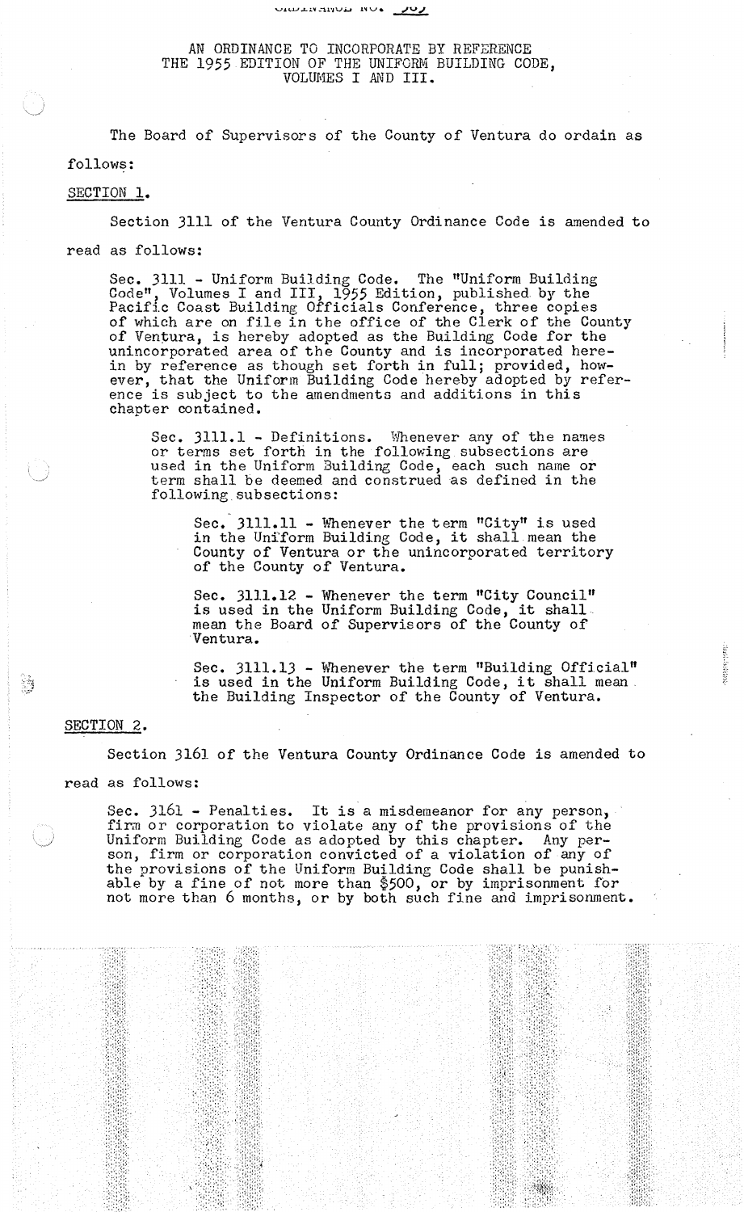ORDINANCE NO. 565

AN ORDINANCE TO INCORPORATE BY REFERENCE THE 1955 EDITION OF THE UNIFORM BUILDING CODE, VOLUMES I AND III.

The Board of Supervisors of the County of Ventura do ordain as follows:

SECTION 1.

Section 3111 of the Ventura County Ordinance Code is amended to read as follows:

> Sec. 3111 - Uniform Building Code. The "Uniform Building Code", Volumes I and III, 1955 Edition, published by the Pacific Coast Building Officials Conference, three copies of which are on file in the office of the Clerk of the County of Ventura, is hereby adopted as the Building Code for the unincorporated area of the County and is incorporated herein by reference as though set forth in full; provided, however, that the Uniform Building Code hereby adopted by reference is subject to the amendments and additions in this chapter contained.
>
> > Sec. 3111.1 - Definitions. Whenever any of the names or terms set forth in the following subsections are used in the Uniform Building Code, each such name or term shall be deemed and construed as defined in the following subsections:
> >
> > > Sec. 3111.11 - Whenever the term "City" is used in the Uniform Building Code, it shall mean the County of Ventura or the unincorporated territory of the County of Ventura.
> > >
> > > Sec. 3111.12 - Whenever the term "City Council" is used in the Uniform Building Code, it shall mean the Board of Supervisors of the County of Ventura.
> > >
> > > Sec. 3111.13 - Whenever the term "Building Official" is used in the Uniform Building Code, it shall mean the Building Inspector of the County of Ventura.

SECTION 2.

Section 3161 of the Ventura County Ordinance Code is amended to read as follows:

> Sec. 3161 - Penalties. It is a misdemeanor for any person, firm or corporation to violate any of the provisions of the Uniform Building Code as adopted by this chapter. Any person, firm or corporation convicted of a violation of any of the provisions of the Uniform Building Code shall be punishable by a fine of not more than $500, or by imprisonment for not more than 6 months, or by both such fine and imprisonment.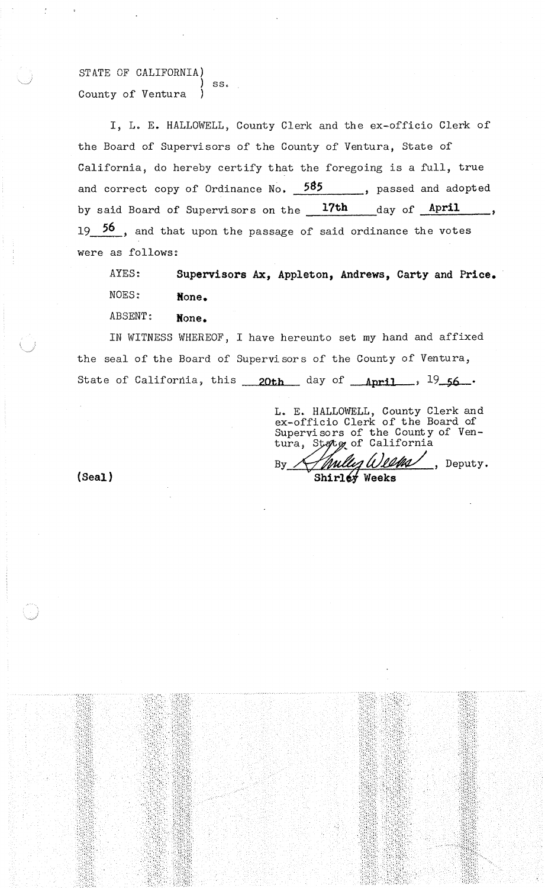STATE OF CALIFORNIA)
) ss.
County of Ventura )

I, L. E. HALLOWELL, County Clerk and the ex-officio Clerk of the Board of Supervisors of the County of Ventura, State of California, do hereby certify that the foregoing is a full, true and correct copy of Ordinance No. **585**, passed and adopted by said Board of Supervisors on the **17th** day of **April**, 19**56**, and that upon the passage of said ordinance the votes were as follows:

AYES: **Supervisors Ax, Appleton, Andrews, Carty and Price.**

NOES: **None.**

ABSENT: **None.**

IN WITNESS WHEREOF, I have hereunto set my hand and affixed the seal of the Board of Supervisors of the County of Ventura, State of California, this **20th** day of **April**, 19**56**.

L. E. HALLOWELL, County Clerk and ex-officio Clerk of the Board of Supervisors of the County of Ventura, State of California

By *Shirley Weeks*, Deputy.
**Shirley Weeks**

**(Seal)**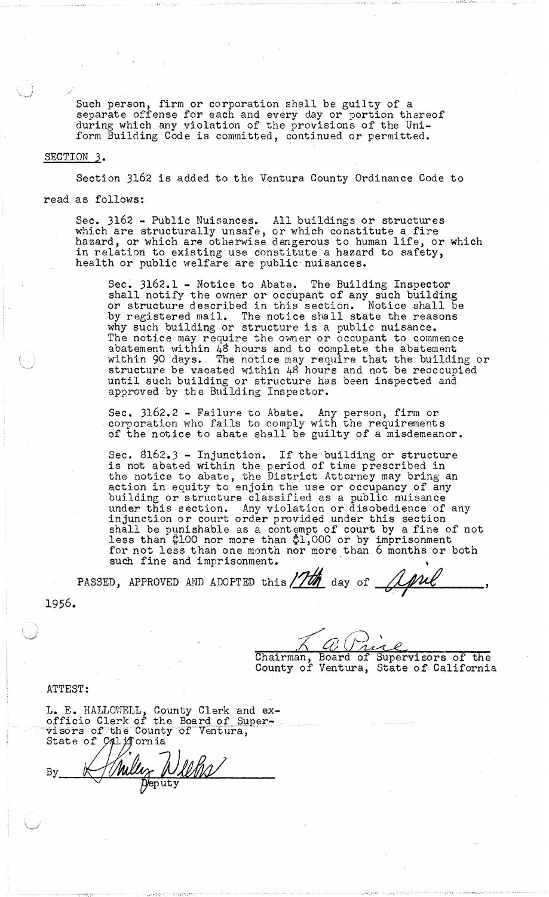Such person, firm or corporation shall be guilty of a separate offense for each and every day or portion thereof during which any violation of the provisions of the Uniform Building Code is committed, continued or permitted.

SECTION 3.

Section 3162 is added to the Ventura County Ordinance Code to read as follows:

Sec. 3162 - Public Nuisances. All buildings or structures which are structurally unsafe, or which constitute a fire hazard, or which are otherwise dangerous to human life, or which in relation to existing use constitute a hazard to safety, health or public welfare are public nuisances.

Sec. 3162.1 - Notice to Abate. The Building Inspector shall notify the owner or occupant of any such building or structure described in this section. Notice shall be by registered mail. The notice shall state the reasons why such building or structure is a public nuisance. The notice may require the owner or occupant to commence abatement within 48 hours and to complete the abatement within 90 days. The notice may require that the building or structure be vacated within 48 hours and not be reoccupied until such building or structure has been inspected and approved by the Building Inspector.

Sec. 3162.2 - Failure to Abate. Any person, firm or corporation who fails to comply with the requirements of the notice to abate shall be guilty of a misdemeanor.

Sec. 8162.3 - Injunction. If the building or structure is not abated within the period of time prescribed in the notice to abate, the District Attorney may bring an action in equity to enjoin the use or occupancy of any building or structure classified as a public nuisance under this section. Any violation or disobedience of any injunction or court order provided under this section shall be punishable as a contempt of court by a fine of not less than $100 nor more than $1,000 or by imprisonment for not less than one month nor more than 6 months or both such fine and imprisonment.

PASSED, APPROVED AND ADOPTED this 17th day of April, 1956.

L. A. Price

Chairman, Board of Supervisors of the County of Ventura, State of California

ATTEST:

L. E. HALLOWELL, County Clerk and ex-officio Clerk of the Board of Supervisors of the County of Ventura, State of California

By Shirley Welks
Deputy